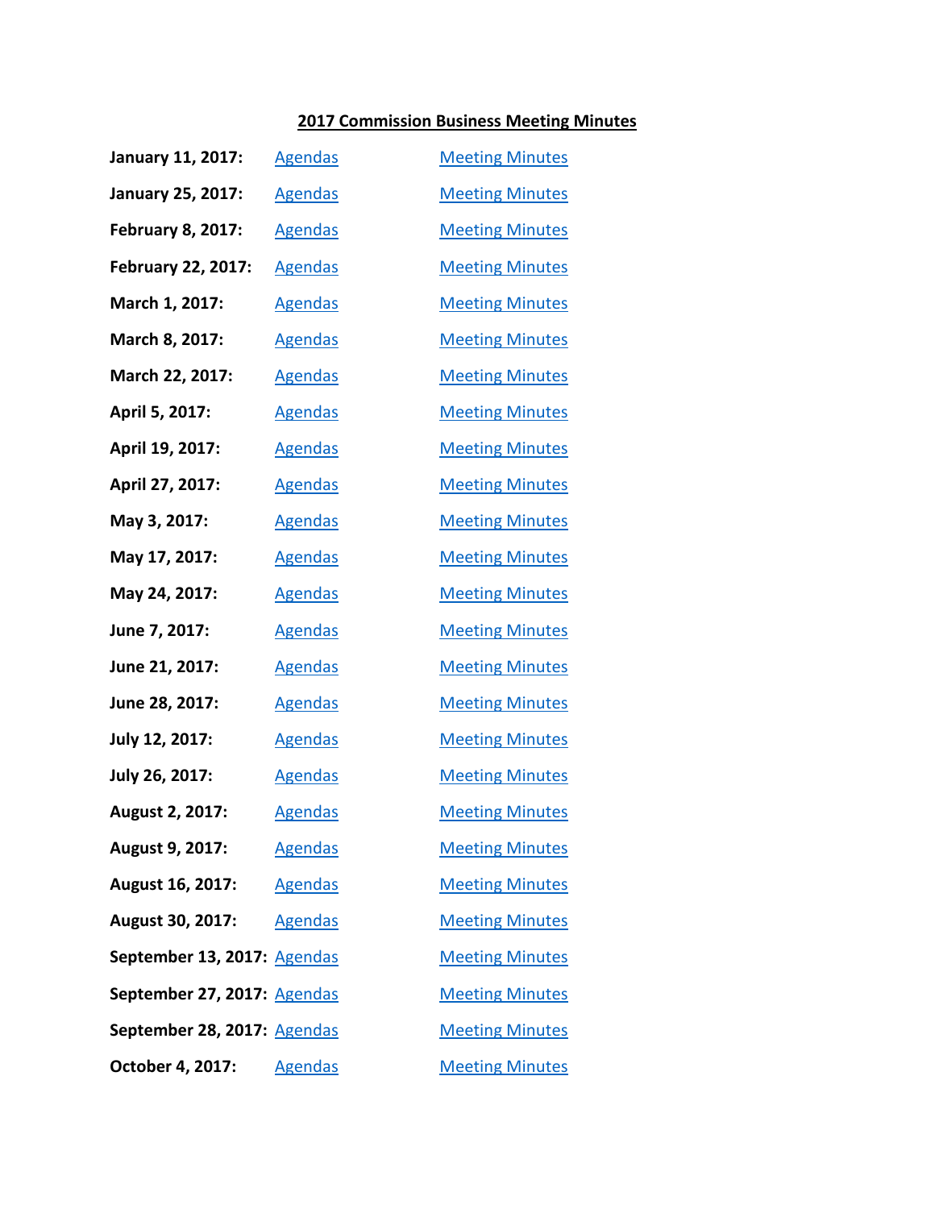# 2017 Commission Business Meeting Minutes

| | | |
|---|---|---|
| **January 11, 2017:** | Agendas | Meeting Minutes |
| **January 25, 2017:** | Agendas | Meeting Minutes |
| **February 8, 2017:** | Agendas | Meeting Minutes |
| **February 22, 2017:** | Agendas | Meeting Minutes |
| **March 1, 2017:** | Agendas | Meeting Minutes |
| **March 8, 2017:** | Agendas | Meeting Minutes |
| **March 22, 2017:** | Agendas | Meeting Minutes |
| **April 5, 2017:** | Agendas | Meeting Minutes |
| **April 19, 2017:** | Agendas | Meeting Minutes |
| **April 27, 2017:** | Agendas | Meeting Minutes |
| **May 3, 2017:** | Agendas | Meeting Minutes |
| **May 17, 2017:** | Agendas | Meeting Minutes |
| **May 24, 2017:** | Agendas | Meeting Minutes |
| **June 7, 2017:** | Agendas | Meeting Minutes |
| **June 21, 2017:** | Agendas | Meeting Minutes |
| **June 28, 2017:** | Agendas | Meeting Minutes |
| **July 12, 2017:** | Agendas | Meeting Minutes |
| **July 26, 2017:** | Agendas | Meeting Minutes |
| **August 2, 2017:** | Agendas | Meeting Minutes |
| **August 9, 2017:** | Agendas | Meeting Minutes |
| **August 16, 2017:** | Agendas | Meeting Minutes |
| **August 30, 2017:** | Agendas | Meeting Minutes |
| **September 13, 2017:** | Agendas | Meeting Minutes |
| **September 27, 2017:** | Agendas | Meeting Minutes |
| **September 28, 2017:** | Agendas | Meeting Minutes |
| **October 4, 2017:** | Agendas | Meeting Minutes |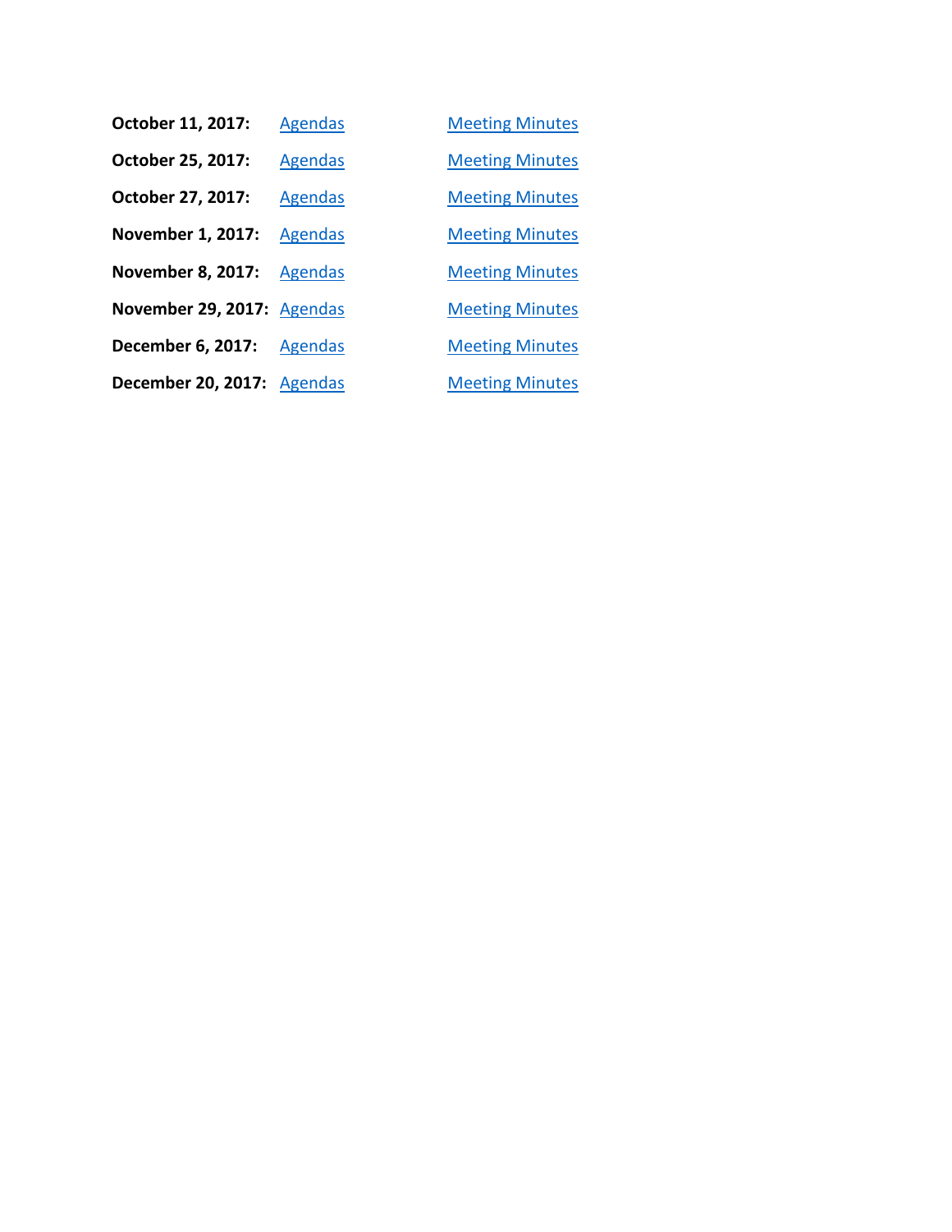| | | |
|---|---|---|
| **October 11, 2017:** | Agendas | Meeting Minutes |
| **October 25, 2017:** | Agendas | Meeting Minutes |
| **October 27, 2017:** | Agendas | Meeting Minutes |
| **November 1, 2017:** | Agendas | Meeting Minutes |
| **November 8, 2017:** | Agendas | Meeting Minutes |
| **November 29, 2017:** | Agendas | Meeting Minutes |
| **December 6, 2017:** | Agendas | Meeting Minutes |
| **December 20, 2017:** | Agendas | Meeting Minutes |